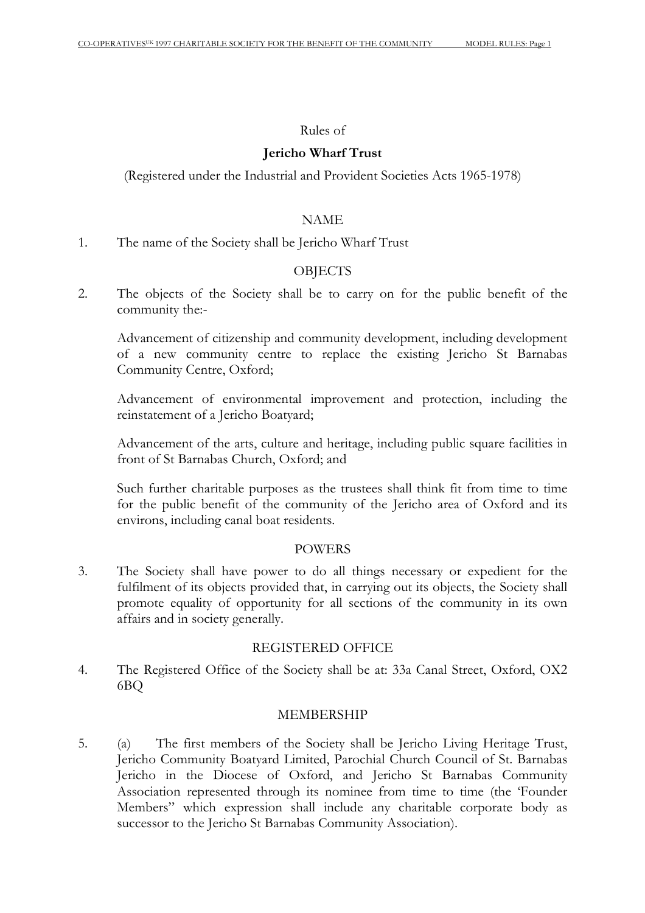Rules of

# Jericho Wharf Trust

(Registered under the Industrial and Provident Societies Acts 1965-1978)

## NAME

1. The name of the Society shall be Jericho Wharf Trust

## OBJECTS

2. The objects of the Society shall be to carry on for the public benefit of the community the:-

   Advancement of citizenship and community development, including development of a new community centre to replace the existing Jericho St Barnabas Community Centre, Oxford;

   Advancement of environmental improvement and protection, including the reinstatement of a Jericho Boatyard;

   Advancement of the arts, culture and heritage, including public square facilities in front of St Barnabas Church, Oxford; and

   Such further charitable purposes as the trustees shall think fit from time to time for the public benefit of the community of the Jericho area of Oxford and its environs, including canal boat residents.

## POWERS

3. The Society shall have power to do all things necessary or expedient for the fulfilment of its objects provided that, in carrying out its objects, the Society shall promote equality of opportunity for all sections of the community in its own affairs and in society generally.

## REGISTERED OFFICE

4. The Registered Office of the Society shall be at: 33a Canal Street, Oxford, OX2 6BQ

## MEMBERSHIP

5. (a) The first members of the Society shall be Jericho Living Heritage Trust, Jericho Community Boatyard Limited, Parochial Church Council of St. Barnabas Jericho in the Diocese of Oxford, and Jericho St Barnabas Community Association represented through its nominee from time to time (the 'Founder Members" which expression shall include any charitable corporate body as successor to the Jericho St Barnabas Community Association).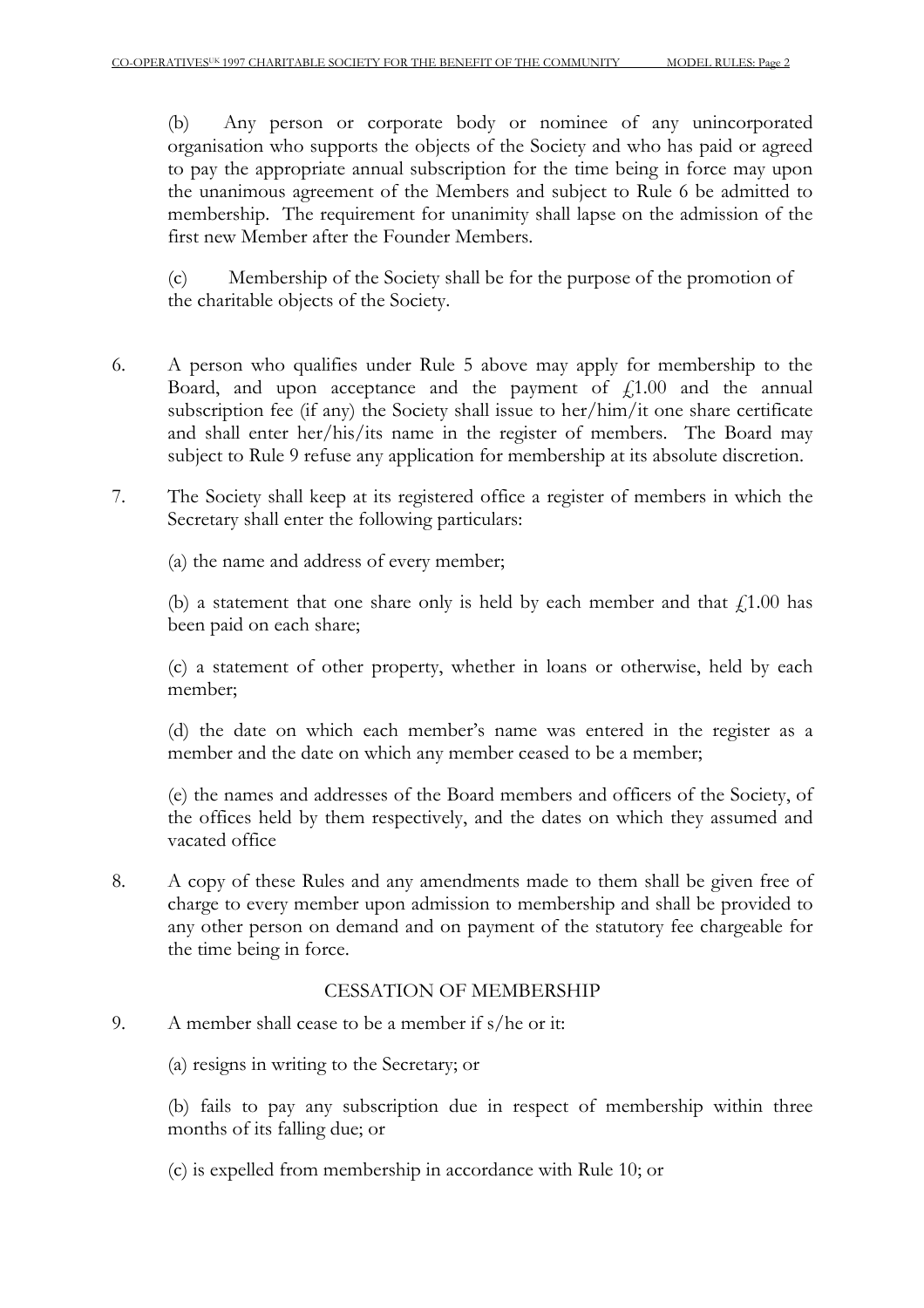(b) Any person or corporate body or nominee of any unincorporated organisation who supports the objects of the Society and who has paid or agreed to pay the appropriate annual subscription for the time being in force may upon the unanimous agreement of the Members and subject to Rule 6 be admitted to membership. The requirement for unanimity shall lapse on the admission of the first new Member after the Founder Members.

(c) Membership of the Society shall be for the purpose of the promotion of the charitable objects of the Society.

6. A person who qualifies under Rule 5 above may apply for membership to the Board, and upon acceptance and the payment of £1.00 and the annual subscription fee (if any) the Society shall issue to her/him/it one share certificate and shall enter her/his/its name in the register of members. The Board may subject to Rule 9 refuse any application for membership at its absolute discretion.

7. The Society shall keep at its registered office a register of members in which the Secretary shall enter the following particulars:

(a) the name and address of every member;

(b) a statement that one share only is held by each member and that £1.00 has been paid on each share;

(c) a statement of other property, whether in loans or otherwise, held by each member;

(d) the date on which each member's name was entered in the register as a member and the date on which any member ceased to be a member;

(e) the names and addresses of the Board members and officers of the Society, of the offices held by them respectively, and the dates on which they assumed and vacated office

8. A copy of these Rules and any amendments made to them shall be given free of charge to every member upon admission to membership and shall be provided to any other person on demand and on payment of the statutory fee chargeable for the time being in force.

## CESSATION OF MEMBERSHIP

9. A member shall cease to be a member if s/he or it:

(a) resigns in writing to the Secretary; or

(b) fails to pay any subscription due in respect of membership within three months of its falling due; or

(c) is expelled from membership in accordance with Rule 10; or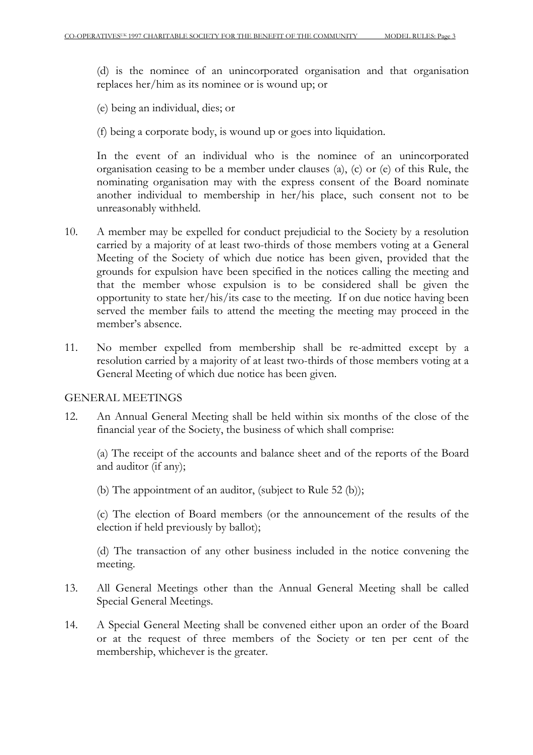(d) is the nominee of an unincorporated organisation and that organisation replaces her/him as its nominee or is wound up; or

(e) being an individual, dies; or

(f) being a corporate body, is wound up or goes into liquidation.

In the event of an individual who is the nominee of an unincorporated organisation ceasing to be a member under clauses (a), (c) or (e) of this Rule, the nominating organisation may with the express consent of the Board nominate another individual to membership in her/his place, such consent not to be unreasonably withheld.

10. A member may be expelled for conduct prejudicial to the Society by a resolution carried by a majority of at least two-thirds of those members voting at a General Meeting of the Society of which due notice has been given, provided that the grounds for expulsion have been specified in the notices calling the meeting and that the member whose expulsion is to be considered shall be given the opportunity to state her/his/its case to the meeting. If on due notice having been served the member fails to attend the meeting the meeting may proceed in the member's absence.

11. No member expelled from membership shall be re-admitted except by a resolution carried by a majority of at least two-thirds of those members voting at a General Meeting of which due notice has been given.

## GENERAL MEETINGS

12. An Annual General Meeting shall be held within six months of the close of the financial year of the Society, the business of which shall comprise:

    (a) The receipt of the accounts and balance sheet and of the reports of the Board and auditor (if any);

    (b) The appointment of an auditor, (subject to Rule 52 (b));

    (c) The election of Board members (or the announcement of the results of the election if held previously by ballot);

    (d) The transaction of any other business included in the notice convening the meeting.

13. All General Meetings other than the Annual General Meeting shall be called Special General Meetings.

14. A Special General Meeting shall be convened either upon an order of the Board or at the request of three members of the Society or ten per cent of the membership, whichever is the greater.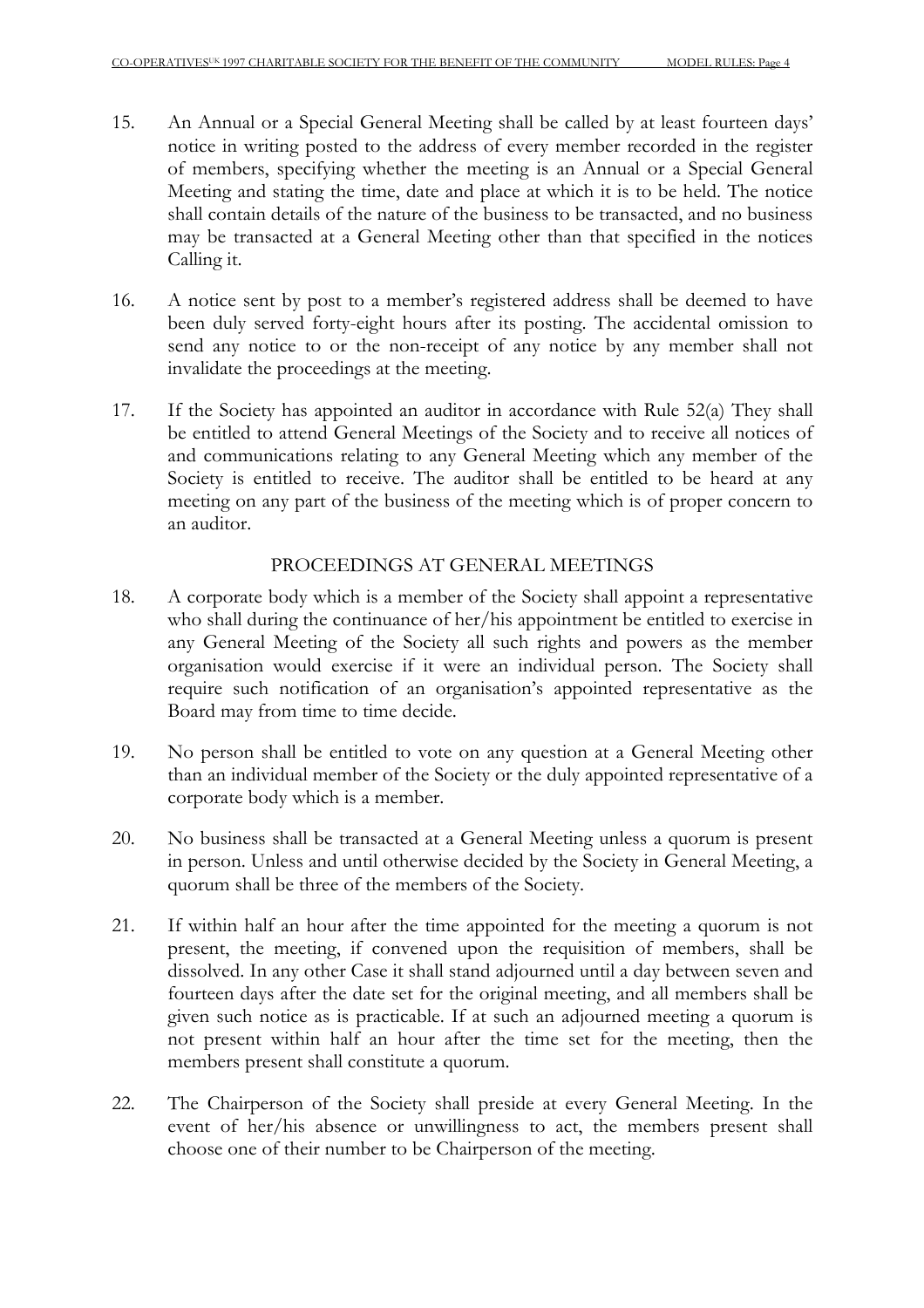15. An Annual or a Special General Meeting shall be called by at least fourteen days' notice in writing posted to the address of every member recorded in the register of members, specifying whether the meeting is an Annual or a Special General Meeting and stating the time, date and place at which it is to be held. The notice shall contain details of the nature of the business to be transacted, and no business may be transacted at a General Meeting other than that specified in the notices Calling it.

16. A notice sent by post to a member's registered address shall be deemed to have been duly served forty-eight hours after its posting. The accidental omission to send any notice to or the non-receipt of any notice by any member shall not invalidate the proceedings at the meeting.

17. If the Society has appointed an auditor in accordance with Rule 52(a) They shall be entitled to attend General Meetings of the Society and to receive all notices of and communications relating to any General Meeting which any member of the Society is entitled to receive. The auditor shall be entitled to be heard at any meeting on any part of the business of the meeting which is of proper concern to an auditor.

## PROCEEDINGS AT GENERAL MEETINGS

18. A corporate body which is a member of the Society shall appoint a representative who shall during the continuance of her/his appointment be entitled to exercise in any General Meeting of the Society all such rights and powers as the member organisation would exercise if it were an individual person. The Society shall require such notification of an organisation's appointed representative as the Board may from time to time decide.

19. No person shall be entitled to vote on any question at a General Meeting other than an individual member of the Society or the duly appointed representative of a corporate body which is a member.

20. No business shall be transacted at a General Meeting unless a quorum is present in person. Unless and until otherwise decided by the Society in General Meeting, a quorum shall be three of the members of the Society.

21. If within half an hour after the time appointed for the meeting a quorum is not present, the meeting, if convened upon the requisition of members, shall be dissolved. In any other Case it shall stand adjourned until a day between seven and fourteen days after the date set for the original meeting, and all members shall be given such notice as is practicable. If at such an adjourned meeting a quorum is not present within half an hour after the time set for the meeting, then the members present shall constitute a quorum.

22. The Chairperson of the Society shall preside at every General Meeting. In the event of her/his absence or unwillingness to act, the members present shall choose one of their number to be Chairperson of the meeting.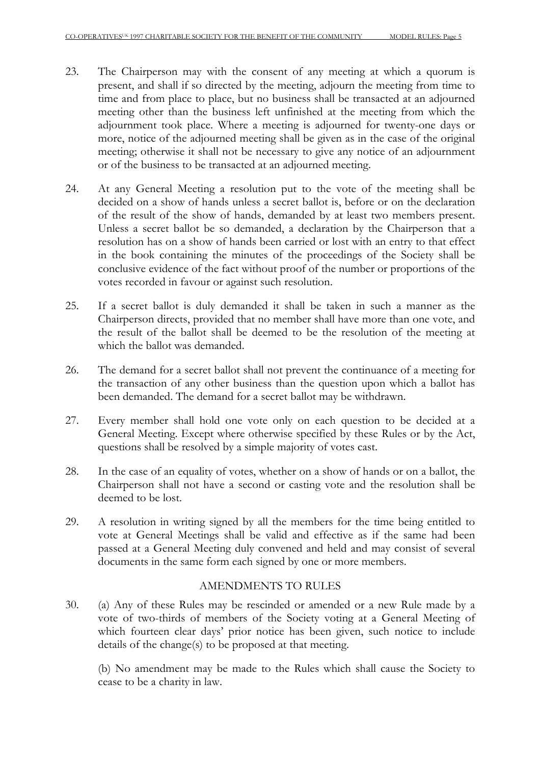23. The Chairperson may with the consent of any meeting at which a quorum is present, and shall if so directed by the meeting, adjourn the meeting from time to time and from place to place, but no business shall be transacted at an adjourned meeting other than the business left unfinished at the meeting from which the adjournment took place. Where a meeting is adjourned for twenty-one days or more, notice of the adjourned meeting shall be given as in the case of the original meeting; otherwise it shall not be necessary to give any notice of an adjournment or of the business to be transacted at an adjourned meeting.

24. At any General Meeting a resolution put to the vote of the meeting shall be decided on a show of hands unless a secret ballot is, before or on the declaration of the result of the show of hands, demanded by at least two members present. Unless a secret ballot be so demanded, a declaration by the Chairperson that a resolution has on a show of hands been carried or lost with an entry to that effect in the book containing the minutes of the proceedings of the Society shall be conclusive evidence of the fact without proof of the number or proportions of the votes recorded in favour or against such resolution.

25. If a secret ballot is duly demanded it shall be taken in such a manner as the Chairperson directs, provided that no member shall have more than one vote, and the result of the ballot shall be deemed to be the resolution of the meeting at which the ballot was demanded.

26. The demand for a secret ballot shall not prevent the continuance of a meeting for the transaction of any other business than the question upon which a ballot has been demanded. The demand for a secret ballot may be withdrawn.

27. Every member shall hold one vote only on each question to be decided at a General Meeting. Except where otherwise specified by these Rules or by the Act, questions shall be resolved by a simple majority of votes cast.

28. In the case of an equality of votes, whether on a show of hands or on a ballot, the Chairperson shall not have a second or casting vote and the resolution shall be deemed to be lost.

29. A resolution in writing signed by all the members for the time being entitled to vote at General Meetings shall be valid and effective as if the same had been passed at a General Meeting duly convened and held and may consist of several documents in the same form each signed by one or more members.

## AMENDMENTS TO RULES

30. (a) Any of these Rules may be rescinded or amended or a new Rule made by a vote of two-thirds of members of the Society voting at a General Meeting of which fourteen clear days' prior notice has been given, such notice to include details of the change(s) to be proposed at that meeting.

    (b) No amendment may be made to the Rules which shall cause the Society to cease to be a charity in law.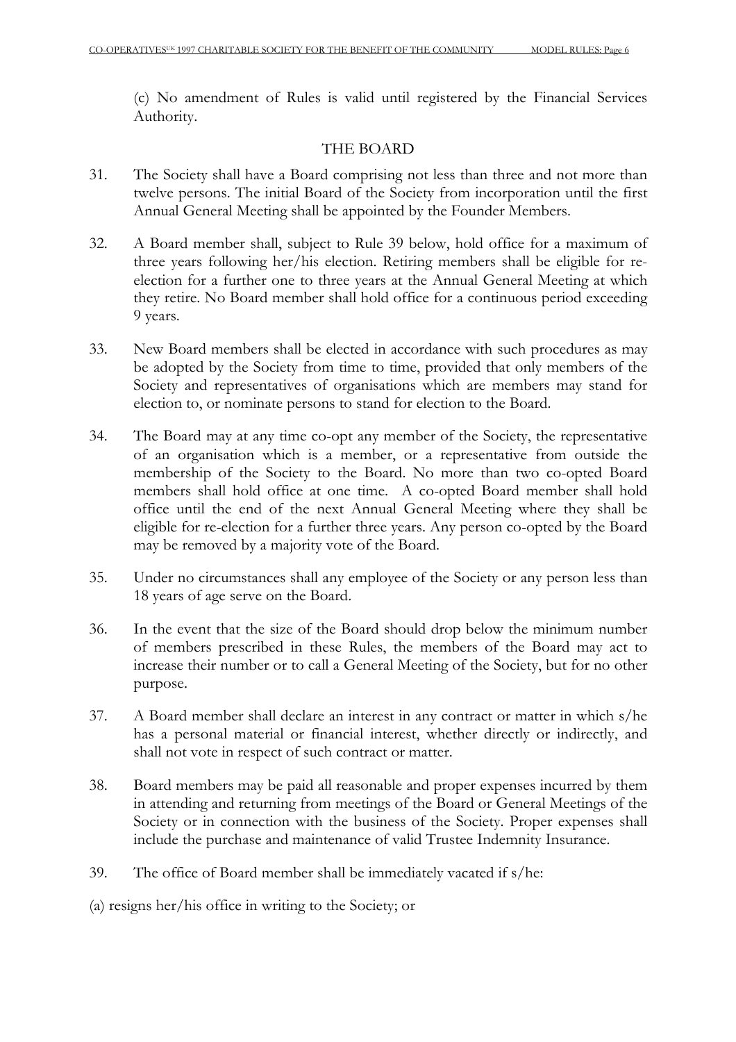(c) No amendment of Rules is valid until registered by the Financial Services Authority.

## THE BOARD

31. The Society shall have a Board comprising not less than three and not more than twelve persons. The initial Board of the Society from incorporation until the first Annual General Meeting shall be appointed by the Founder Members.

32. A Board member shall, subject to Rule 39 below, hold office for a maximum of three years following her/his election. Retiring members shall be eligible for re-election for a further one to three years at the Annual General Meeting at which they retire. No Board member shall hold office for a continuous period exceeding 9 years.

33. New Board members shall be elected in accordance with such procedures as may be adopted by the Society from time to time, provided that only members of the Society and representatives of organisations which are members may stand for election to, or nominate persons to stand for election to the Board.

34. The Board may at any time co-opt any member of the Society, the representative of an organisation which is a member, or a representative from outside the membership of the Society to the Board. No more than two co-opted Board members shall hold office at one time. A co-opted Board member shall hold office until the end of the next Annual General Meeting where they shall be eligible for re-election for a further three years. Any person co-opted by the Board may be removed by a majority vote of the Board.

35. Under no circumstances shall any employee of the Society or any person less than 18 years of age serve on the Board.

36. In the event that the size of the Board should drop below the minimum number of members prescribed in these Rules, the members of the Board may act to increase their number or to call a General Meeting of the Society, but for no other purpose.

37. A Board member shall declare an interest in any contract or matter in which s/he has a personal material or financial interest, whether directly or indirectly, and shall not vote in respect of such contract or matter.

38. Board members may be paid all reasonable and proper expenses incurred by them in attending and returning from meetings of the Board or General Meetings of the Society or in connection with the business of the Society. Proper expenses shall include the purchase and maintenance of valid Trustee Indemnity Insurance.

39. The office of Board member shall be immediately vacated if s/he:

(a) resigns her/his office in writing to the Society; or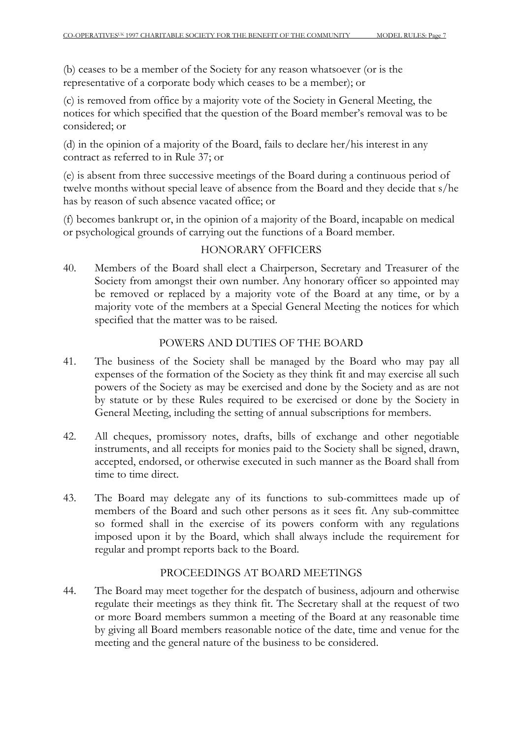(b) ceases to be a member of the Society for any reason whatsoever (or is the representative of a corporate body which ceases to be a member); or

(c) is removed from office by a majority vote of the Society in General Meeting, the notices for which specified that the question of the Board member's removal was to be considered; or

(d) in the opinion of a majority of the Board, fails to declare her/his interest in any contract as referred to in Rule 37; or

(e) is absent from three successive meetings of the Board during a continuous period of twelve months without special leave of absence from the Board and they decide that s/he has by reason of such absence vacated office; or

(f) becomes bankrupt or, in the opinion of a majority of the Board, incapable on medical or psychological grounds of carrying out the functions of a Board member.

## HONORARY OFFICERS

40. Members of the Board shall elect a Chairperson, Secretary and Treasurer of the Society from amongst their own number. Any honorary officer so appointed may be removed or replaced by a majority vote of the Board at any time, or by a majority vote of the members at a Special General Meeting the notices for which specified that the matter was to be raised.

## POWERS AND DUTIES OF THE BOARD

41. The business of the Society shall be managed by the Board who may pay all expenses of the formation of the Society as they think fit and may exercise all such powers of the Society as may be exercised and done by the Society and as are not by statute or by these Rules required to be exercised or done by the Society in General Meeting, including the setting of annual subscriptions for members.

42. All cheques, promissory notes, drafts, bills of exchange and other negotiable instruments, and all receipts for monies paid to the Society shall be signed, drawn, accepted, endorsed, or otherwise executed in such manner as the Board shall from time to time direct.

43. The Board may delegate any of its functions to sub-committees made up of members of the Board and such other persons as it sees fit. Any sub-committee so formed shall in the exercise of its powers conform with any regulations imposed upon it by the Board, which shall always include the requirement for regular and prompt reports back to the Board.

## PROCEEDINGS AT BOARD MEETINGS

44. The Board may meet together for the despatch of business, adjourn and otherwise regulate their meetings as they think fit. The Secretary shall at the request of two or more Board members summon a meeting of the Board at any reasonable time by giving all Board members reasonable notice of the date, time and venue for the meeting and the general nature of the business to be considered.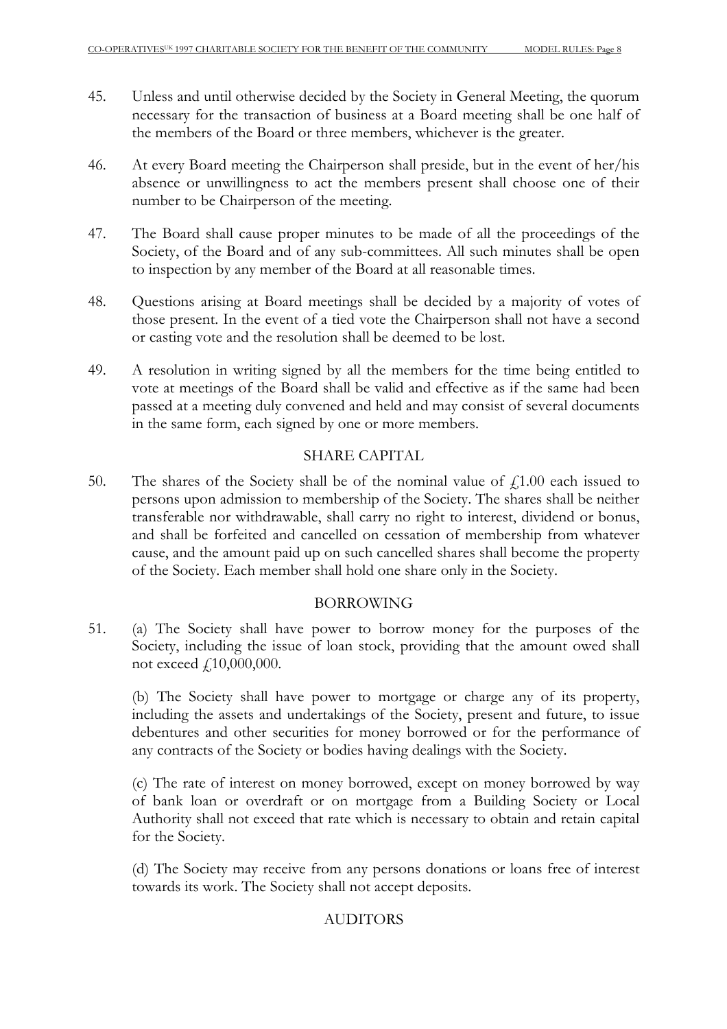45. Unless and until otherwise decided by the Society in General Meeting, the quorum necessary for the transaction of business at a Board meeting shall be one half of the members of the Board or three members, whichever is the greater.

46. At every Board meeting the Chairperson shall preside, but in the event of her/his absence or unwillingness to act the members present shall choose one of their number to be Chairperson of the meeting.

47. The Board shall cause proper minutes to be made of all the proceedings of the Society, of the Board and of any sub-committees. All such minutes shall be open to inspection by any member of the Board at all reasonable times.

48. Questions arising at Board meetings shall be decided by a majority of votes of those present. In the event of a tied vote the Chairperson shall not have a second or casting vote and the resolution shall be deemed to be lost.

49. A resolution in writing signed by all the members for the time being entitled to vote at meetings of the Board shall be valid and effective as if the same had been passed at a meeting duly convened and held and may consist of several documents in the same form, each signed by one or more members.

## SHARE CAPITAL

50. The shares of the Society shall be of the nominal value of £1.00 each issued to persons upon admission to membership of the Society. The shares shall be neither transferable nor withdrawable, shall carry no right to interest, dividend or bonus, and shall be forfeited and cancelled on cessation of membership from whatever cause, and the amount paid up on such cancelled shares shall become the property of the Society. Each member shall hold one share only in the Society.

## BORROWING

51. (a) The Society shall have power to borrow money for the purposes of the Society, including the issue of loan stock, providing that the amount owed shall not exceed £10,000,000.

    (b) The Society shall have power to mortgage or charge any of its property, including the assets and undertakings of the Society, present and future, to issue debentures and other securities for money borrowed or for the performance of any contracts of the Society or bodies having dealings with the Society.

    (c) The rate of interest on money borrowed, except on money borrowed by way of bank loan or overdraft or on mortgage from a Building Society or Local Authority shall not exceed that rate which is necessary to obtain and retain capital for the Society.

    (d) The Society may receive from any persons donations or loans free of interest towards its work. The Society shall not accept deposits.

## AUDITORS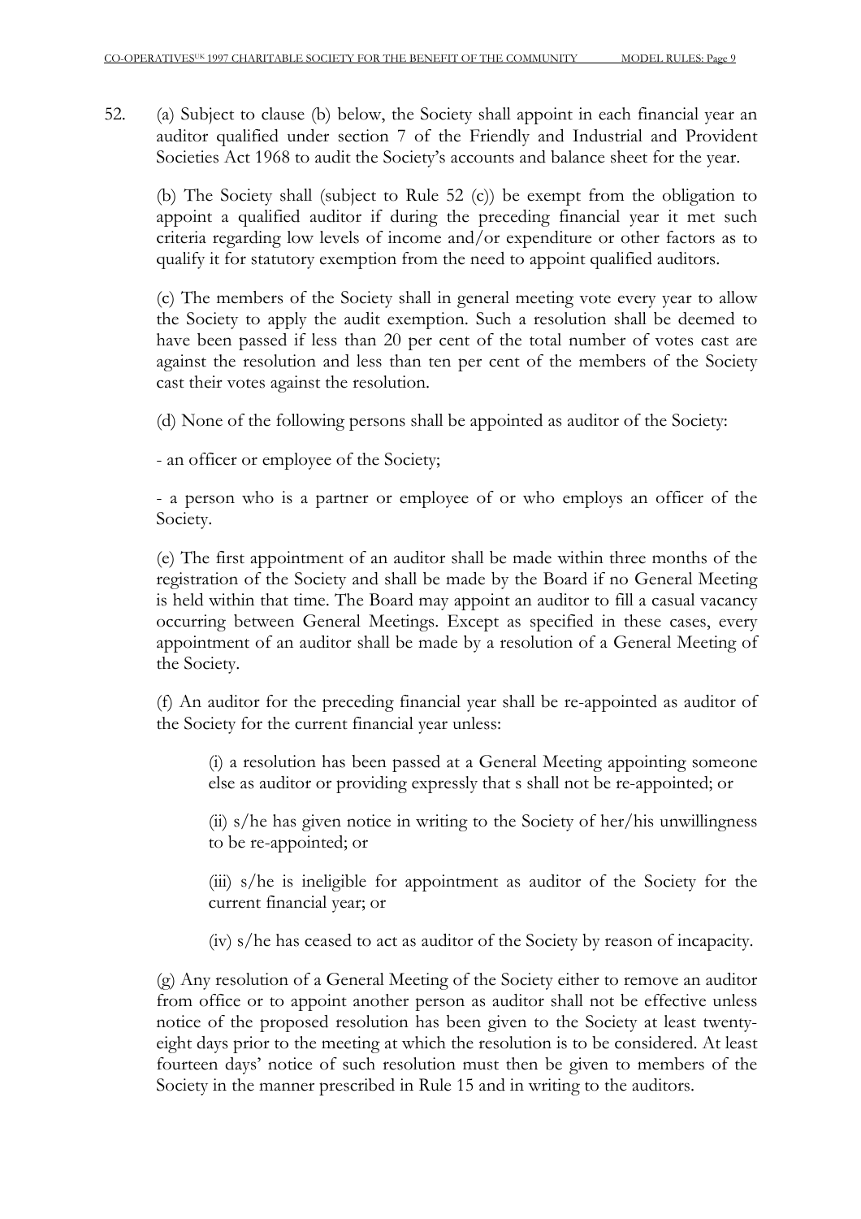52. (a) Subject to clause (b) below, the Society shall appoint in each financial year an auditor qualified under section 7 of the Friendly and Industrial and Provident Societies Act 1968 to audit the Society's accounts and balance sheet for the year.

(b) The Society shall (subject to Rule 52 (c)) be exempt from the obligation to appoint a qualified auditor if during the preceding financial year it met such criteria regarding low levels of income and/or expenditure or other factors as to qualify it for statutory exemption from the need to appoint qualified auditors.

(c) The members of the Society shall in general meeting vote every year to allow the Society to apply the audit exemption. Such a resolution shall be deemed to have been passed if less than 20 per cent of the total number of votes cast are against the resolution and less than ten per cent of the members of the Society cast their votes against the resolution.

(d) None of the following persons shall be appointed as auditor of the Society:

- an officer or employee of the Society;

- a person who is a partner or employee of or who employs an officer of the Society.

(e) The first appointment of an auditor shall be made within three months of the registration of the Society and shall be made by the Board if no General Meeting is held within that time. The Board may appoint an auditor to fill a casual vacancy occurring between General Meetings. Except as specified in these cases, every appointment of an auditor shall be made by a resolution of a General Meeting of the Society.

(f) An auditor for the preceding financial year shall be re-appointed as auditor of the Society for the current financial year unless:

(i) a resolution has been passed at a General Meeting appointing someone else as auditor or providing expressly that s shall not be re-appointed; or

(ii) s/he has given notice in writing to the Society of her/his unwillingness to be re-appointed; or

(iii) s/he is ineligible for appointment as auditor of the Society for the current financial year; or

(iv) s/he has ceased to act as auditor of the Society by reason of incapacity.

(g) Any resolution of a General Meeting of the Society either to remove an auditor from office or to appoint another person as auditor shall not be effective unless notice of the proposed resolution has been given to the Society at least twenty-eight days prior to the meeting at which the resolution is to be considered. At least fourteen days' notice of such resolution must then be given to members of the Society in the manner prescribed in Rule 15 and in writing to the auditors.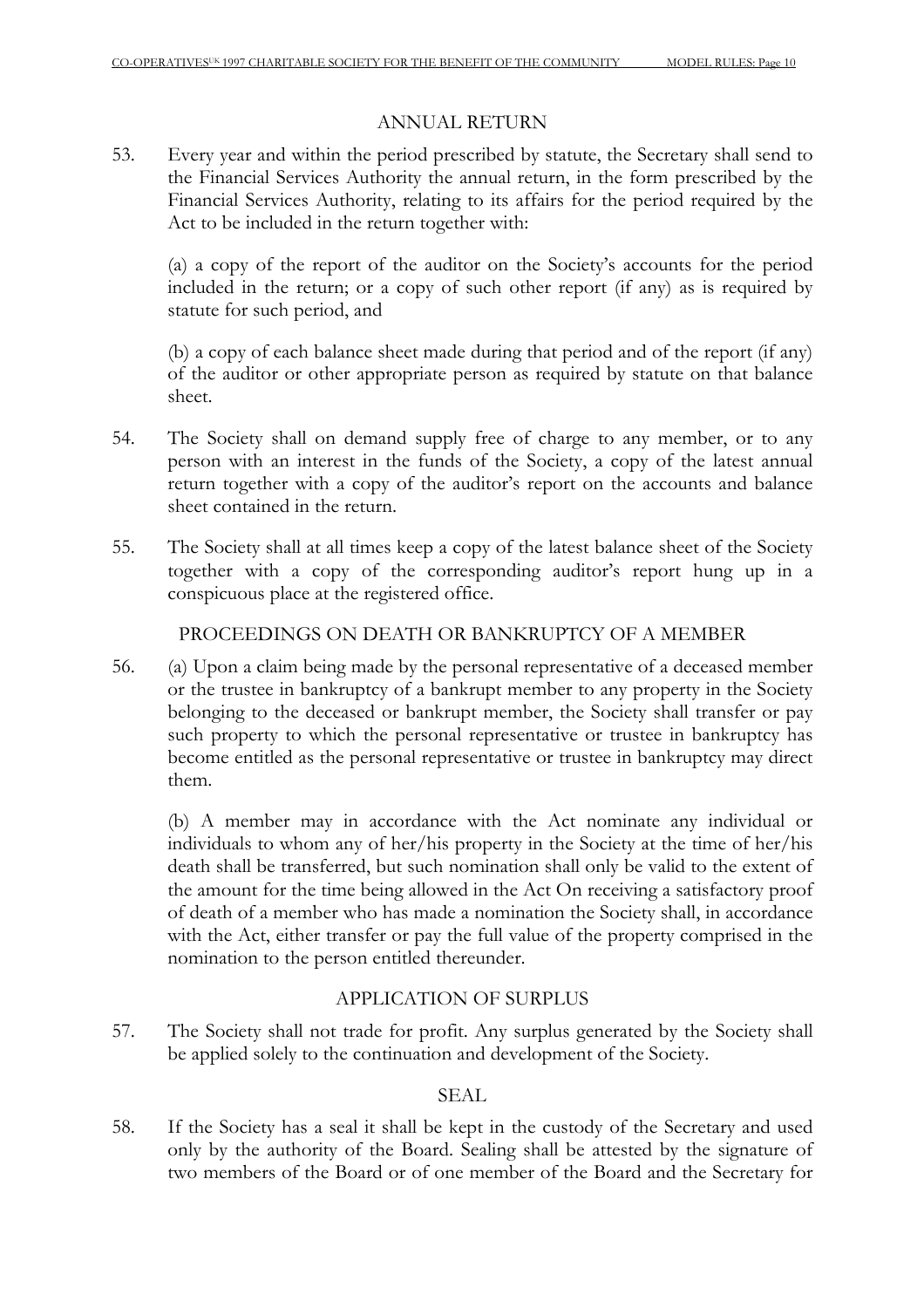## ANNUAL RETURN

53. Every year and within the period prescribed by statute, the Secretary shall send to the Financial Services Authority the annual return, in the form prescribed by the Financial Services Authority, relating to its affairs for the period required by the Act to be included in the return together with:

    (a) a copy of the report of the auditor on the Society's accounts for the period included in the return; or a copy of such other report (if any) as is required by statute for such period, and

    (b) a copy of each balance sheet made during that period and of the report (if any) of the auditor or other appropriate person as required by statute on that balance sheet.

54. The Society shall on demand supply free of charge to any member, or to any person with an interest in the funds of the Society, a copy of the latest annual return together with a copy of the auditor's report on the accounts and balance sheet contained in the return.

55. The Society shall at all times keep a copy of the latest balance sheet of the Society together with a copy of the corresponding auditor's report hung up in a conspicuous place at the registered office.

## PROCEEDINGS ON DEATH OR BANKRUPTCY OF A MEMBER

56. (a) Upon a claim being made by the personal representative of a deceased member or the trustee in bankruptcy of a bankrupt member to any property in the Society belonging to the deceased or bankrupt member, the Society shall transfer or pay such property to which the personal representative or trustee in bankruptcy has become entitled as the personal representative or trustee in bankruptcy may direct them.

    (b) A member may in accordance with the Act nominate any individual or individuals to whom any of her/his property in the Society at the time of her/his death shall be transferred, but such nomination shall only be valid to the extent of the amount for the time being allowed in the Act On receiving a satisfactory proof of death of a member who has made a nomination the Society shall, in accordance with the Act, either transfer or pay the full value of the property comprised in the nomination to the person entitled thereunder.

## APPLICATION OF SURPLUS

57. The Society shall not trade for profit. Any surplus generated by the Society shall be applied solely to the continuation and development of the Society.

## SEAL

58. If the Society has a seal it shall be kept in the custody of the Secretary and used only by the authority of the Board. Sealing shall be attested by the signature of two members of the Board or of one member of the Board and the Secretary for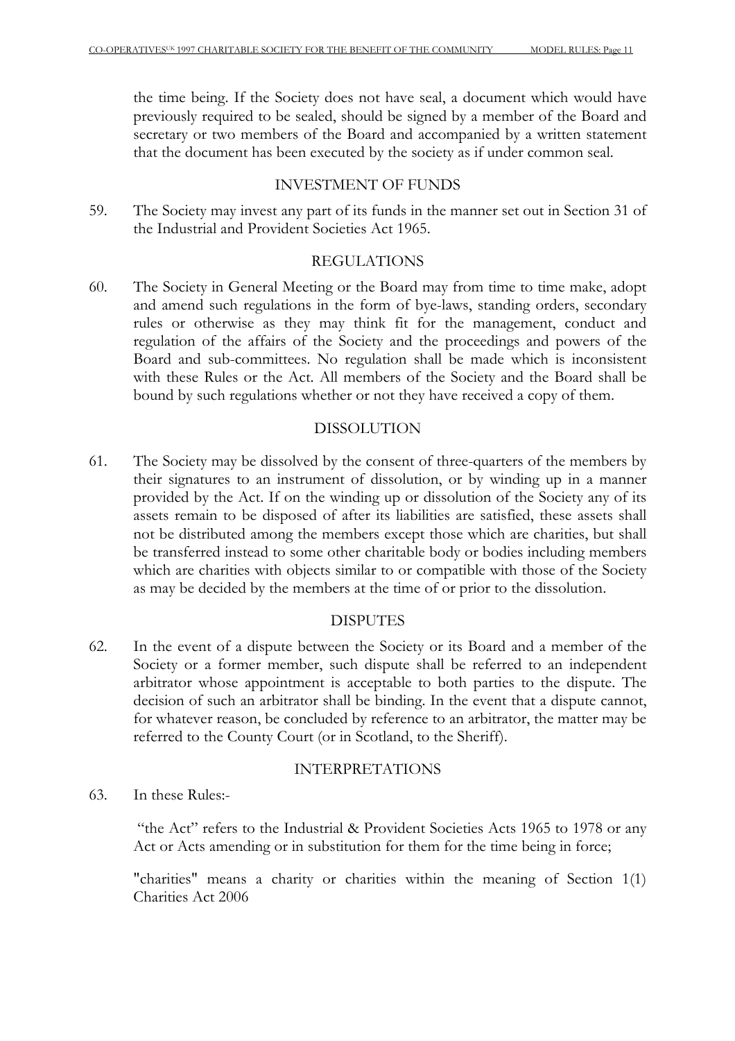the time being. If the Society does not have seal, a document which would have previously required to be sealed, should be signed by a member of the Board and secretary or two members of the Board and accompanied by a written statement that the document has been executed by the society as if under common seal.

## INVESTMENT OF FUNDS

59. The Society may invest any part of its funds in the manner set out in Section 31 of the Industrial and Provident Societies Act 1965.

## REGULATIONS

60. The Society in General Meeting or the Board may from time to time make, adopt and amend such regulations in the form of bye-laws, standing orders, secondary rules or otherwise as they may think fit for the management, conduct and regulation of the affairs of the Society and the proceedings and powers of the Board and sub-committees. No regulation shall be made which is inconsistent with these Rules or the Act. All members of the Society and the Board shall be bound by such regulations whether or not they have received a copy of them.

## DISSOLUTION

61. The Society may be dissolved by the consent of three-quarters of the members by their signatures to an instrument of dissolution, or by winding up in a manner provided by the Act. If on the winding up or dissolution of the Society any of its assets remain to be disposed of after its liabilities are satisfied, these assets shall not be distributed among the members except those which are charities, but shall be transferred instead to some other charitable body or bodies including members which are charities with objects similar to or compatible with those of the Society as may be decided by the members at the time of or prior to the dissolution.

## DISPUTES

62. In the event of a dispute between the Society or its Board and a member of the Society or a former member, such dispute shall be referred to an independent arbitrator whose appointment is acceptable to both parties to the dispute. The decision of such an arbitrator shall be binding. In the event that a dispute cannot, for whatever reason, be concluded by reference to an arbitrator, the matter may be referred to the County Court (or in Scotland, to the Sheriff).

## INTERPRETATIONS

63. In these Rules:-

"the Act" refers to the Industrial & Provident Societies Acts 1965 to 1978 or any Act or Acts amending or in substitution for them for the time being in force;

"charities" means a charity or charities within the meaning of Section 1(1) Charities Act 2006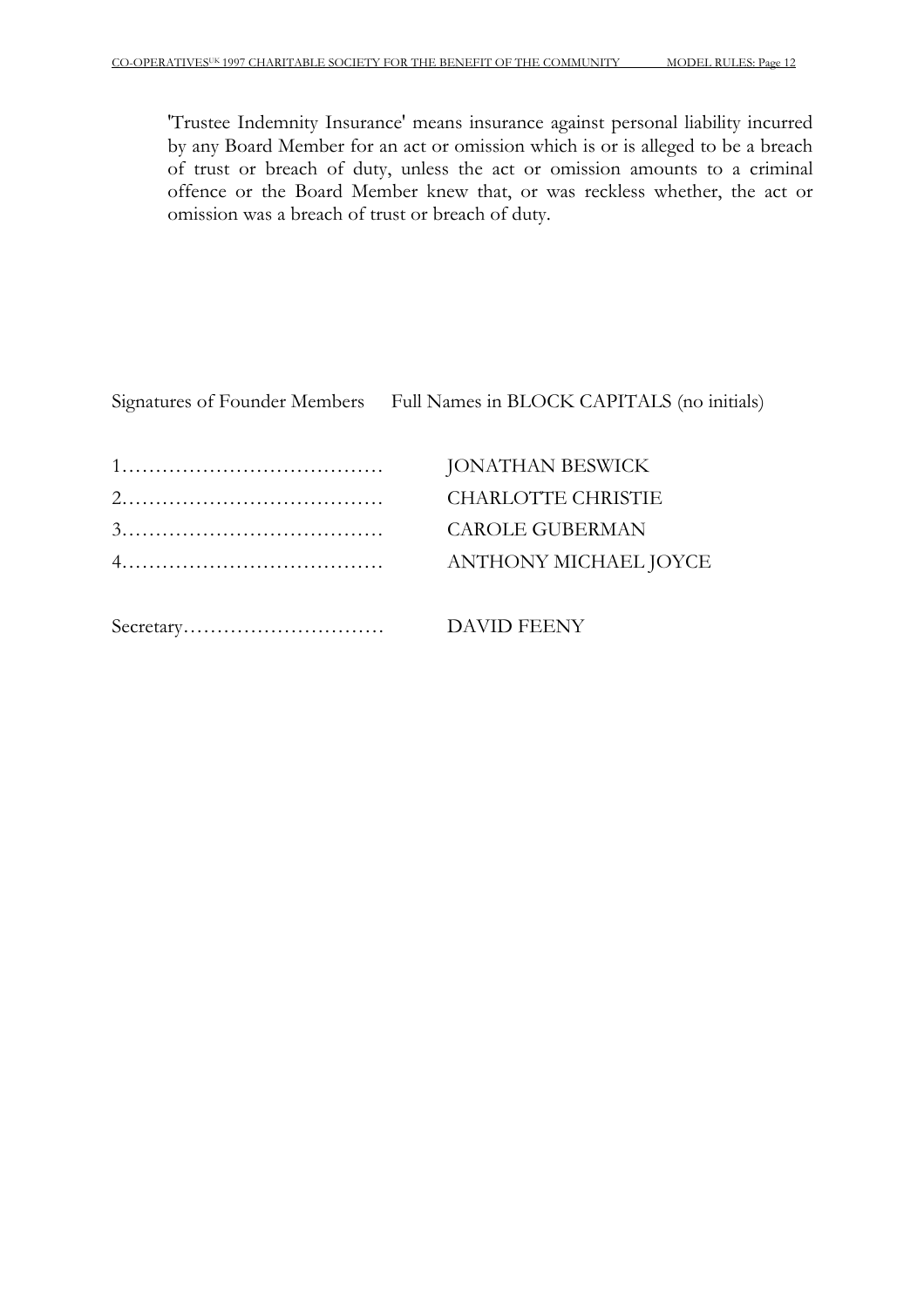'Trustee Indemnity Insurance' means insurance against personal liability incurred by any Board Member for an act or omission which is or is alleged to be a breach of trust or breach of duty, unless the act or omission amounts to a criminal offence or the Board Member knew that, or was reckless whether, the act or omission was a breach of trust or breach of duty.

| Signatures of Founder Members | Full Names in BLOCK CAPITALS (no initials) |
|---|---|
| 1………………………………… | JONATHAN BESWICK |
| 2………………………………… | CHARLOTTE CHRISTIE |
| 3………………………………… | CAROLE GUBERMAN |
| 4………………………………… | ANTHONY MICHAEL JOYCE |
| Secretary………………………… | DAVID FEENY |